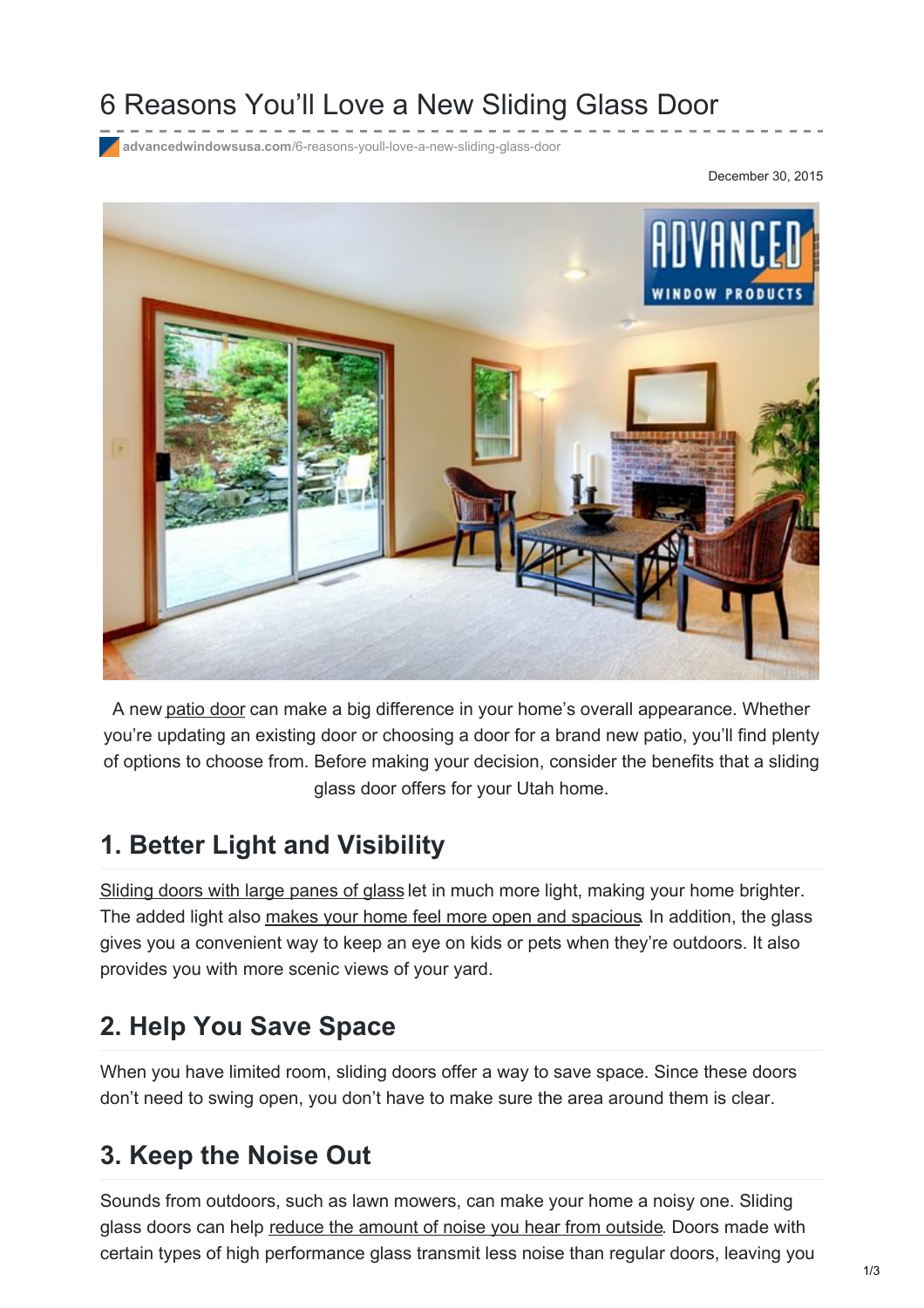# 6 Reasons You'll Love a New Sliding Glass Door

advancedwindowsusa.com/6-reasons-youll-love-a-new-sliding-glass-door

December 30, 2015

A new patio door can make a big difference in your home's overall appearance. Whether you're updating an existing door or choosing a door for a brand new patio, you'll find plenty of options to choose from. Before making your decision, consider the benefits that a sliding glass door offers for your Utah home.

## 1. Better Light and Visibility

Sliding doors with large panes of glass let in much more light, making your home brighter. The added light also makes your home feel more open and spacious. In addition, the glass gives you a convenient way to keep an eye on kids or pets when they're outdoors. It also provides you with more scenic views of your yard.

## 2. Help You Save Space

When you have limited room, sliding doors offer a way to save space. Since these doors don't need to swing open, you don't have to make sure the area around them is clear.

## 3. Keep the Noise Out

Sounds from outdoors, such as lawn mowers, can make your home a noisy one. Sliding glass doors can help reduce the amount of noise you hear from outside. Doors made with certain types of high performance glass transmit less noise than regular doors, leaving you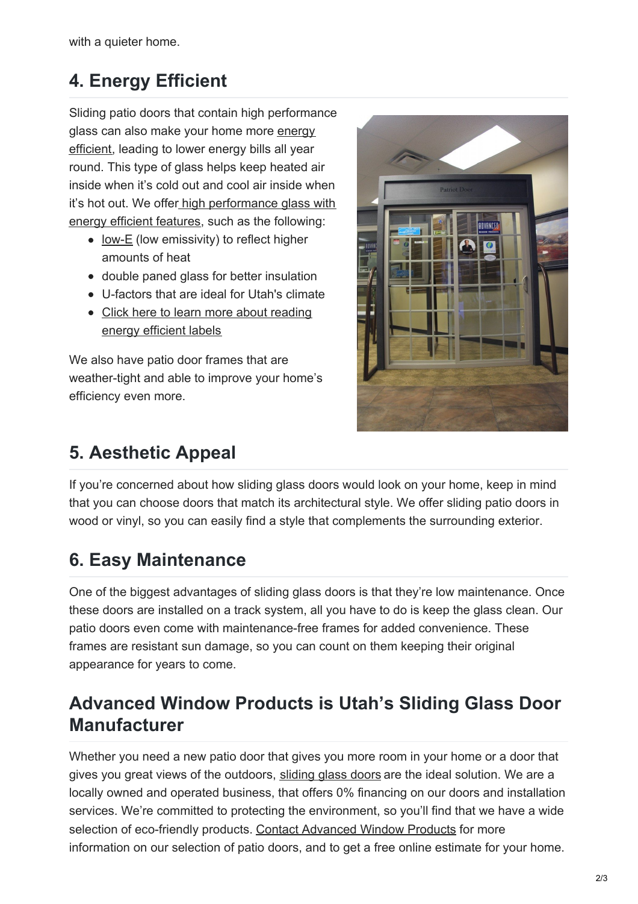with a quieter home.

## 4. Energy Efficient

Sliding patio doors that contain high performance glass can also make your home more energy efficient, leading to lower energy bills all year round. This type of glass helps keep heated air inside when it's cold out and cool air inside when it's hot out. We offer high performance glass with energy efficient features, such as the following:

- low-E (low emissivity) to reflect higher amounts of heat
- double paned glass for better insulation
- U-factors that are ideal for Utah's climate
- Click here to learn more about reading energy efficient labels

We also have patio door frames that are weather-tight and able to improve your home's efficiency even more.

## 5. Aesthetic Appeal

If you're concerned about how sliding glass doors would look on your home, keep in mind that you can choose doors that match its architectural style. We offer sliding patio doors in wood or vinyl, so you can easily find a style that complements the surrounding exterior.

## 6. Easy Maintenance

One of the biggest advantages of sliding glass doors is that they're low maintenance. Once these doors are installed on a track system, all you have to do is keep the glass clean. Our patio doors even come with maintenance-free frames for added convenience. These frames are resistant sun damage, so you can count on them keeping their original appearance for years to come.

## Advanced Window Products is Utah's Sliding Glass Door Manufacturer

Whether you need a new patio door that gives you more room in your home or a door that gives you great views of the outdoors, sliding glass doors are the ideal solution. We are a locally owned and operated business, that offers 0% financing on our doors and installation services. We're committed to protecting the environment, so you'll find that we have a wide selection of eco-friendly products. Contact Advanced Window Products for more information on our selection of patio doors, and to get a free online estimate for your home.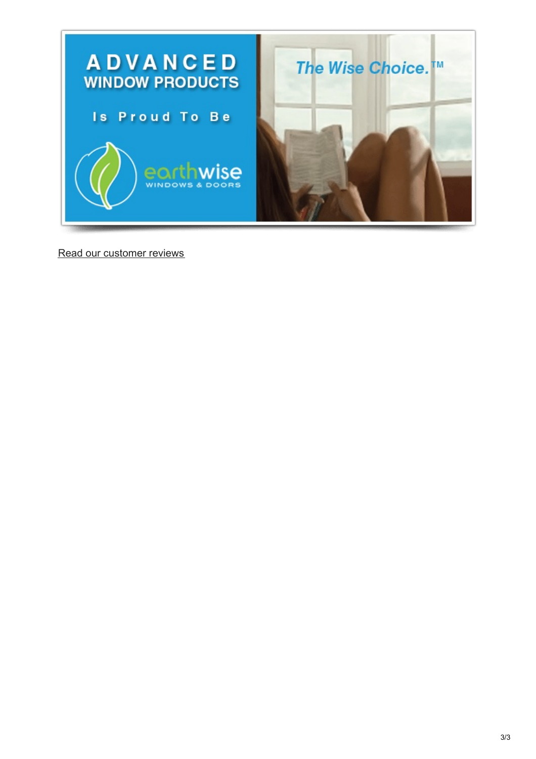Read our customer reviews